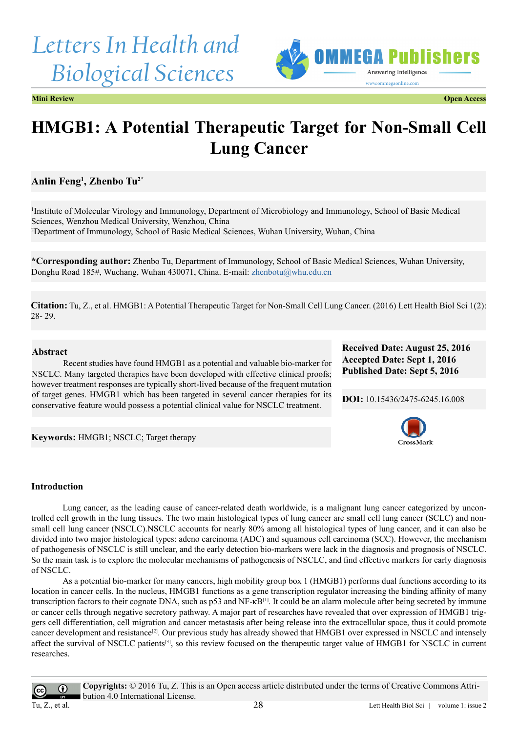Letters In Health and Biological Sciences

**Mini Review** **Open Access**

# HMGB1: A Potential Therapeutic Target for Non-Small Cell Lung Cancer

**Anlin Feng[1], Zhenbo Tu[2*]**

[1]Institute of Molecular Virology and Immunology, Department of Microbiology and Immunology, School of Basic Medical Sciences, Wenzhou Medical University, Wenzhou, China
[2]Department of Immunology, School of Basic Medical Sciences, Wuhan University, Wuhan, China

**\*Corresponding author:** Zhenbo Tu, Department of Immunology, School of Basic Medical Sciences, Wuhan University, Donghu Road 185#, Wuchang, Wuhan 430071, China. E-mail: zhenbotu@whu.edu.cn

**Citation:** Tu, Z., et al. HMGB1: A Potential Therapeutic Target for Non-Small Cell Lung Cancer. (2016) Lett Health Biol Sci 1(2): 28- 29.

### Abstract

Recent studies have found HMGB1 as a potential and valuable bio-marker for NSCLC. Many targeted therapies have been developed with effective clinical proofs; however treatment responses are typically short-lived because of the frequent mutation of target genes. HMGB1 which has been targeted in several cancer therapies for its conservative feature would possess a potential clinical value for NSCLC treatment.

**Keywords:** HMGB1; NSCLC; Target therapy

**Received Date: August 25, 2016**
**Accepted Date: Sept 1, 2016**
**Published Date: Sept 5, 2016**

**DOI:** 10.15436/2475-6245.16.008

### Introduction

Lung cancer, as the leading cause of cancer-related death worldwide, is a malignant lung cancer categorized by uncontrolled cell growth in the lung tissues. The two main histological types of lung cancer are small cell lung cancer (SCLC) and non-small cell lung cancer (NSCLC).NSCLC accounts for nearly 80% among all histological types of lung cancer, and it can also be divided into two major histological types: adeno carcinoma (ADC) and squamous cell carcinoma (SCC). However, the mechanism of pathogenesis of NSCLC is still unclear, and the early detection bio-markers were lack in the diagnosis and prognosis of NSCLC. So the main task is to explore the molecular mechanisms of pathogenesis of NSCLC, and find effective markers for early diagnosis of NSCLC.

As a potential bio-marker for many cancers, high mobility group box 1 (HMGB1) performs dual functions according to its location in cancer cells. In the nucleus, HMGB1 functions as a gene transcription regulator increasing the binding affinity of many transcription factors to their cognate DNA, such as p53 and NF-κB[1]. It could be an alarm molecule after being secreted by immune or cancer cells through negative secretory pathway. A major part of researches have revealed that over expression of HMGB1 triggers cell differentiation, cell migration and cancer metastasis after being release into the extracellular space, thus it could promote cancer development and resistance[2]. Our previous study has already showed that HMGB1 over expressed in NSCLC and intensely affect the survival of NSCLC patients[3], so this review focused on the therapeutic target value of HMGB1 for NSCLC in current researches.

**Copyrights:** © 2016 Tu, Z. This is an Open access article distributed under the terms of Creative Commons Attribution 4.0 International License.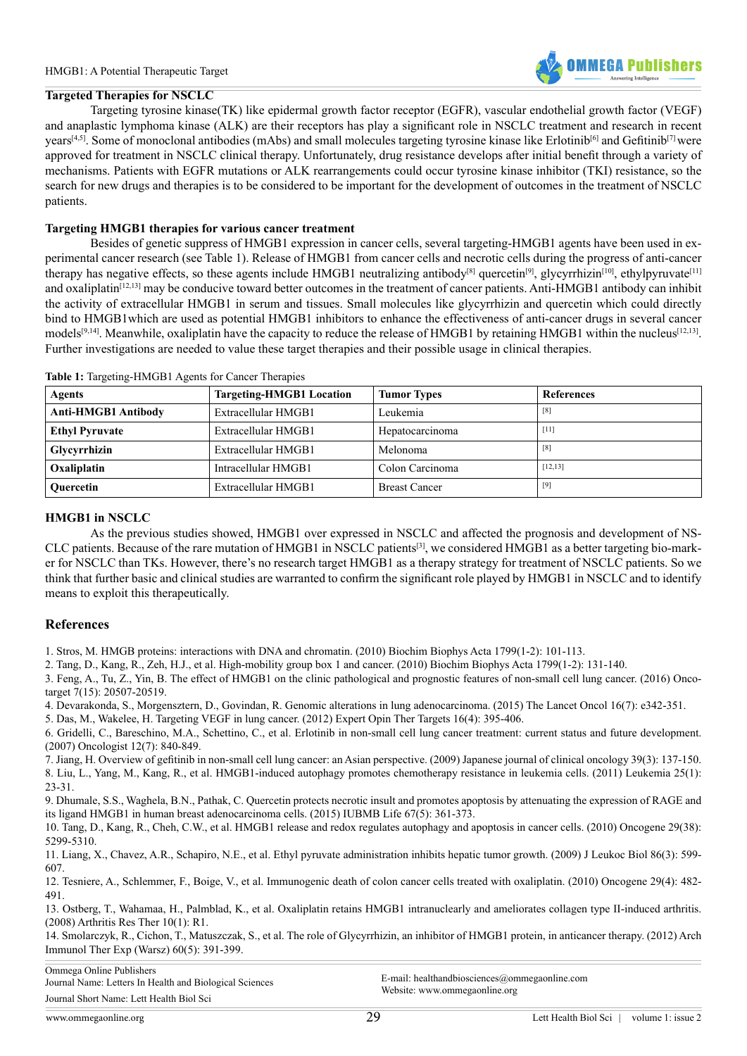### Targeted Therapies for NSCLC

Targeting tyrosine kinase(TK) like epidermal growth factor receptor (EGFR), vascular endothelial growth factor (VEGF) and anaplastic lymphoma kinase (ALK) are their receptors has play a significant role in NSCLC treatment and research in recent years[4,5]. Some of monoclonal antibodies (mAbs) and small molecules targeting tyrosine kinase like Erlotinib[6] and Gefitinib[7] were approved for treatment in NSCLC clinical therapy. Unfortunately, drug resistance develops after initial benefit through a variety of mechanisms. Patients with EGFR mutations or ALK rearrangements could occur tyrosine kinase inhibitor (TKI) resistance, so the search for new drugs and therapies is to be considered to be important for the development of outcomes in the treatment of NSCLC patients.

### Targeting HMGB1 therapies for various cancer treatment

Besides of genetic suppress of HMGB1 expression in cancer cells, several targeting-HMGB1 agents have been used in experimental cancer research (see Table 1). Release of HMGB1 from cancer cells and necrotic cells during the progress of anti-cancer therapy has negative effects, so these agents include HMGB1 neutralizing antibody[8] quercetin[9], glycyrrhizin[10], ethylpyruvate[11] and oxaliplatin[12,13] may be conducive toward better outcomes in the treatment of cancer patients. Anti-HMGB1 antibody can inhibit the activity of extracellular HMGB1 in serum and tissues. Small molecules like glycyrrhizin and quercetin which could directly bind to HMGB1which are used as potential HMGB1 inhibitors to enhance the effectiveness of anti-cancer drugs in several cancer models[9,14]. Meanwhile, oxaliplatin have the capacity to reduce the release of HMGB1 by retaining HMGB1 within the nucleus[12,13]. Further investigations are needed to value these target therapies and their possible usage in clinical therapies.

**Table 1:** Targeting-HMGB1 Agents for Cancer Therapies

| Agents | Targeting-HMGB1 Location | Tumor Types | References |
|---|---|---|---|
| **Anti-HMGB1 Antibody** | Extracellular HMGB1 | Leukemia | [8] |
| **Ethyl Pyruvate** | Extracellular HMGB1 | Hepatocarcinoma | [11] |
| **Glycyrrhizin** | Extracellular HMGB1 | Melonoma | [8] |
| **Oxaliplatin** | Intracellular HMGB1 | Colon Carcinoma | [12,13] |
| **Quercetin** | Extracellular HMGB1 | Breast Cancer | [9] |

### HMGB1 in NSCLC

As the previous studies showed, HMGB1 over expressed in NSCLC and affected the prognosis and development of NSCLC patients. Because of the rare mutation of HMGB1 in NSCLC patients[3], we considered HMGB1 as a better targeting bio-marker for NSCLC than TKs. However, there's no research target HMGB1 as a therapy strategy for treatment of NSCLC patients. So we think that further basic and clinical studies are warranted to confirm the significant role played by HMGB1 in NSCLC and to identify means to exploit this therapeutically.

## References

1. Stros, M. HMGB proteins: interactions with DNA and chromatin. (2010) Biochim Biophys Acta 1799(1-2): 101-113.
2. Tang, D., Kang, R., Zeh, H.J., et al. High-mobility group box 1 and cancer. (2010) Biochim Biophys Acta 1799(1-2): 131-140.
3. Feng, A., Tu, Z., Yin, B. The effect of HMGB1 on the clinic pathological and prognostic features of non-small cell lung cancer. (2016) Oncotarget 7(15): 20507-20519.
4. Devarakonda, S., Morgensztern, D., Govindan, R. Genomic alterations in lung adenocarcinoma. (2015) The Lancet Oncol 16(7): e342-351.
5. Das, M., Wakelee, H. Targeting VEGF in lung cancer. (2012) Expert Opin Ther Targets 16(4): 395-406.
6. Gridelli, C., Bareschino, M.A., Schettino, C., et al. Erlotinib in non-small cell lung cancer treatment: current status and future development. (2007) Oncologist 12(7): 840-849.
7. Jiang, H. Overview of gefitinib in non-small cell lung cancer: an Asian perspective. (2009) Japanese journal of clinical oncology 39(3): 137-150.
8. Liu, L., Yang, M., Kang, R., et al. HMGB1-induced autophagy promotes chemotherapy resistance in leukemia cells. (2011) Leukemia 25(1): 23-31.
9. Dhumale, S.S., Waghela, B.N., Pathak, C. Quercetin protects necrotic insult and promotes apoptosis by attenuating the expression of RAGE and its ligand HMGB1 in human breast adenocarcinoma cells. (2015) IUBMB Life 67(5): 361-373.
10. Tang, D., Kang, R., Cheh, C.W., et al. HMGB1 release and redox regulates autophagy and apoptosis in cancer cells. (2010) Oncogene 29(38): 5299-5310.
11. Liang, X., Chavez, A.R., Schapiro, N.E., et al. Ethyl pyruvate administration inhibits hepatic tumor growth. (2009) J Leukoc Biol 86(3): 599-607.
12. Tesniere, A., Schlemmer, F., Boige, V., et al. Immunogenic death of colon cancer cells treated with oxaliplatin. (2010) Oncogene 29(4): 482-491.
13. Ostberg, T., Wahamaa, H., Palmblad, K., et al. Oxaliplatin retains HMGB1 intranuclearly and ameliorates collagen type II-induced arthritis. (2008) Arthritis Res Ther 10(1): R1.
14. Smolarczyk, R., Cichon, T., Matuszczak, S., et al. The role of Glycyrrhizin, an inhibitor of HMGB1 protein, in anticancer therapy. (2012) Arch Immunol Ther Exp (Warsz) 60(5): 391-399.